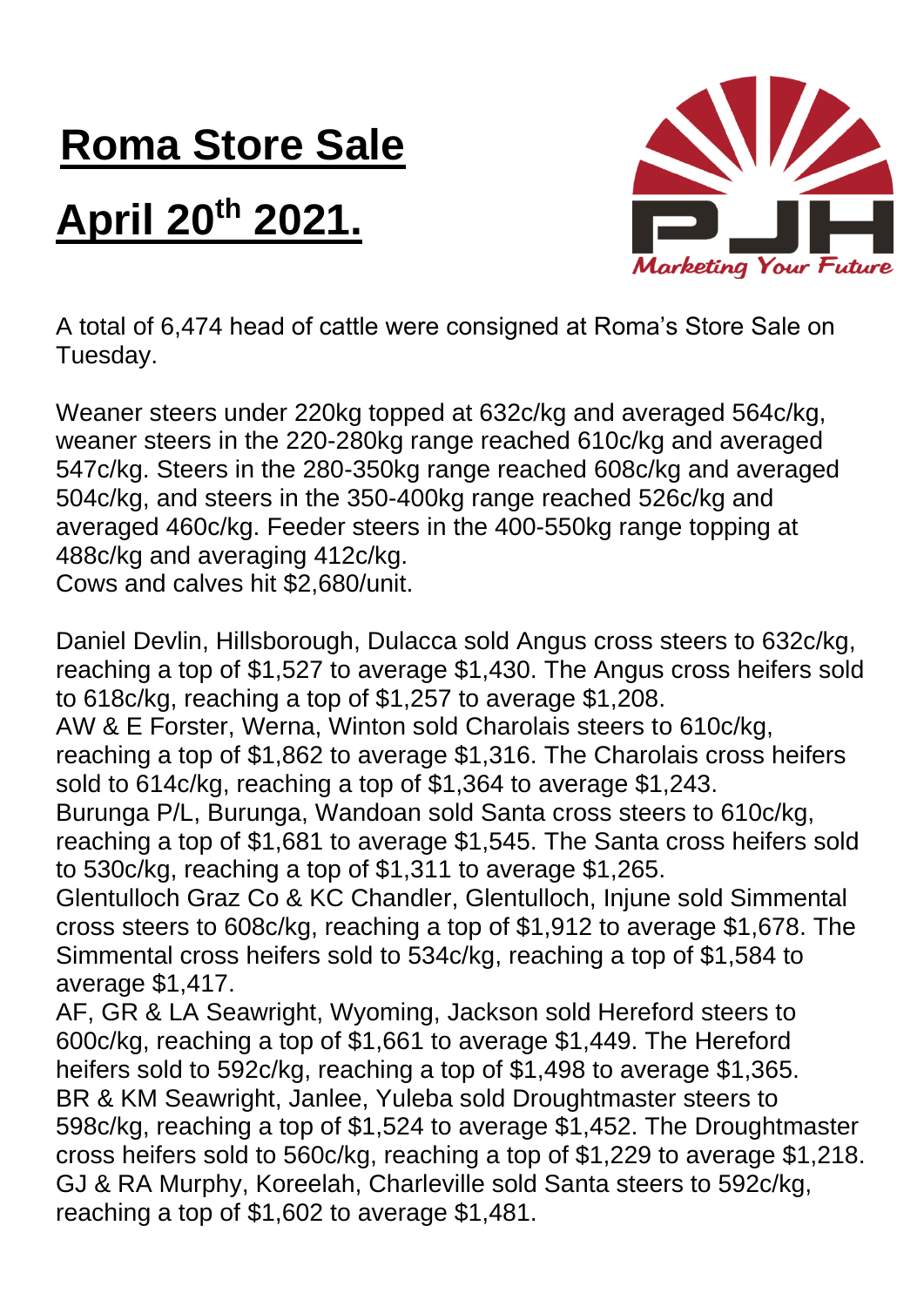# Roma Store Sale

# April 20th 2021.

A total of 6,474 head of cattle were consigned at Roma's Store Sale on Tuesday.

Weaner steers under 220kg topped at 632c/kg and averaged 564c/kg, weaner steers in the 220-280kg range reached 610c/kg and averaged 547c/kg. Steers in the 280-350kg range reached 608c/kg and averaged 504c/kg, and steers in the 350-400kg range reached 526c/kg and averaged 460c/kg. Feeder steers in the 400-550kg range topping at 488c/kg and averaging 412c/kg.
Cows and calves hit $2,680/unit.

Daniel Devlin, Hillsborough, Dulacca sold Angus cross steers to 632c/kg, reaching a top of $1,527 to average $1,430. The Angus cross heifers sold to 618c/kg, reaching a top of $1,257 to average $1,208.
AW & E Forster, Werna, Winton sold Charolais steers to 610c/kg, reaching a top of $1,862 to average $1,316. The Charolais cross heifers sold to 614c/kg, reaching a top of $1,364 to average $1,243.
Burunga P/L, Burunga, Wandoan sold Santa cross steers to 610c/kg, reaching a top of $1,681 to average $1,545. The Santa cross heifers sold to 530c/kg, reaching a top of $1,311 to average $1,265.
Glentulloch Graz Co & KC Chandler, Glentulloch, Injune sold Simmental cross steers to 608c/kg, reaching a top of $1,912 to average $1,678. The Simmental cross heifers sold to 534c/kg, reaching a top of $1,584 to average $1,417.
AF, GR & LA Seawright, Wyoming, Jackson sold Hereford steers to 600c/kg, reaching a top of $1,661 to average $1,449. The Hereford heifers sold to 592c/kg, reaching a top of $1,498 to average $1,365.
BR & KM Seawright, Janlee, Yuleba sold Droughtmaster steers to 598c/kg, reaching a top of $1,524 to average $1,452. The Droughtmaster cross heifers sold to 560c/kg, reaching a top of $1,229 to average $1,218.
GJ & RA Murphy, Koreelah, Charleville sold Santa steers to 592c/kg, reaching a top of $1,602 to average $1,481.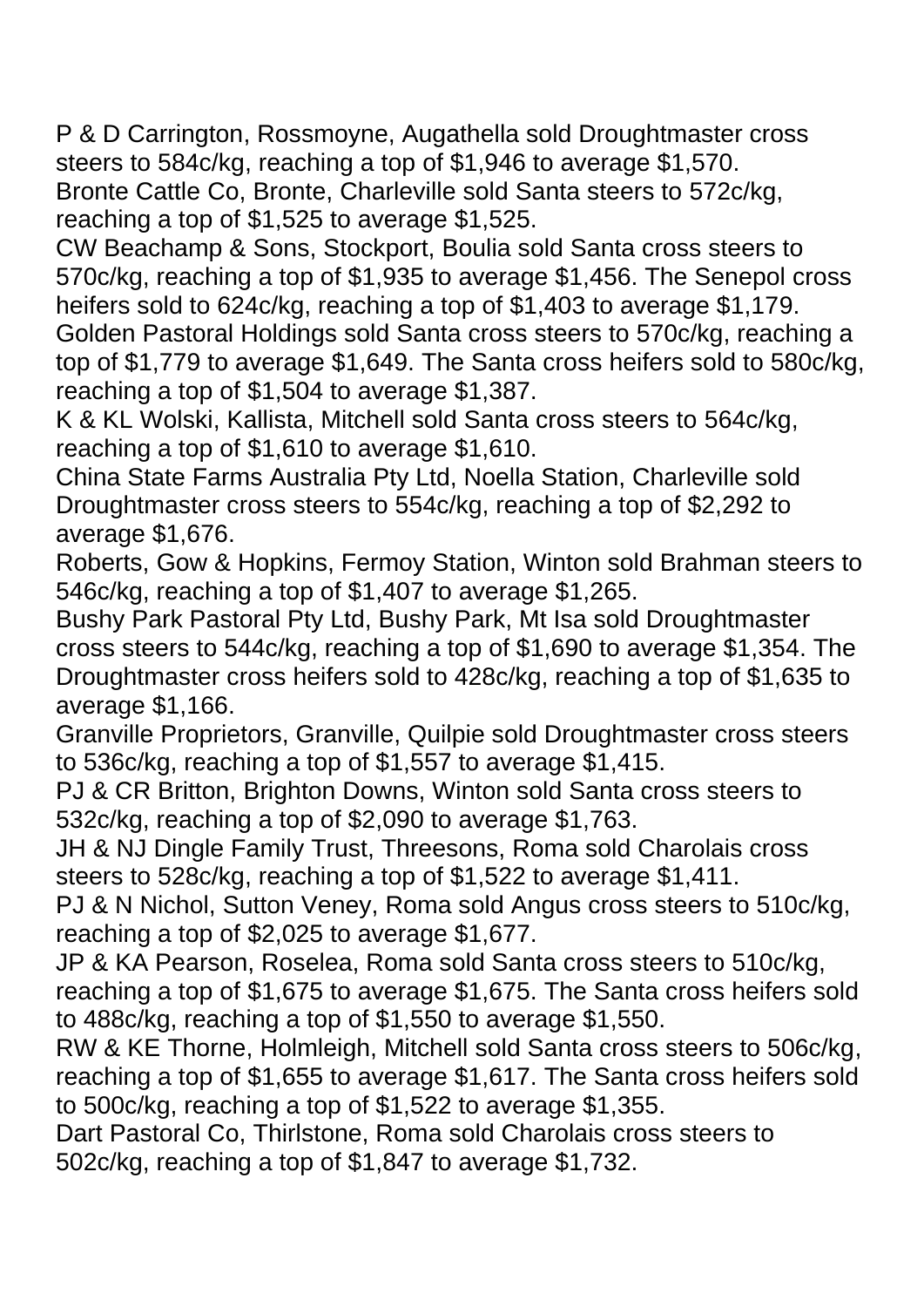P & D Carrington, Rossmoyne, Augathella sold Droughtmaster cross steers to 584c/kg, reaching a top of $1,946 to average $1,570.

Bronte Cattle Co, Bronte, Charleville sold Santa steers to 572c/kg, reaching a top of $1,525 to average $1,525.

CW Beachamp & Sons, Stockport, Boulia sold Santa cross steers to 570c/kg, reaching a top of $1,935 to average $1,456. The Senepol cross heifers sold to 624c/kg, reaching a top of $1,403 to average $1,179.

Golden Pastoral Holdings sold Santa cross steers to 570c/kg, reaching a top of $1,779 to average $1,649. The Santa cross heifers sold to 580c/kg, reaching a top of $1,504 to average $1,387.

K & KL Wolski, Kallista, Mitchell sold Santa cross steers to 564c/kg, reaching a top of $1,610 to average $1,610.

China State Farms Australia Pty Ltd, Noella Station, Charleville sold Droughtmaster cross steers to 554c/kg, reaching a top of $2,292 to average $1,676.

Roberts, Gow & Hopkins, Fermoy Station, Winton sold Brahman steers to 546c/kg, reaching a top of $1,407 to average $1,265.

Bushy Park Pastoral Pty Ltd, Bushy Park, Mt Isa sold Droughtmaster cross steers to 544c/kg, reaching a top of $1,690 to average $1,354. The Droughtmaster cross heifers sold to 428c/kg, reaching a top of $1,635 to average $1,166.

Granville Proprietors, Granville, Quilpie sold Droughtmaster cross steers to 536c/kg, reaching a top of $1,557 to average $1,415.

PJ & CR Britton, Brighton Downs, Winton sold Santa cross steers to 532c/kg, reaching a top of $2,090 to average $1,763.

JH & NJ Dingle Family Trust, Threesons, Roma sold Charolais cross steers to 528c/kg, reaching a top of $1,522 to average $1,411.

PJ & N Nichol, Sutton Veney, Roma sold Angus cross steers to 510c/kg, reaching a top of $2,025 to average $1,677.

JP & KA Pearson, Roselea, Roma sold Santa cross steers to 510c/kg, reaching a top of $1,675 to average $1,675. The Santa cross heifers sold to 488c/kg, reaching a top of $1,550 to average $1,550.

RW & KE Thorne, Holmleigh, Mitchell sold Santa cross steers to 506c/kg, reaching a top of $1,655 to average $1,617. The Santa cross heifers sold to 500c/kg, reaching a top of $1,522 to average $1,355.

Dart Pastoral Co, Thirlstone, Roma sold Charolais cross steers to 502c/kg, reaching a top of $1,847 to average $1,732.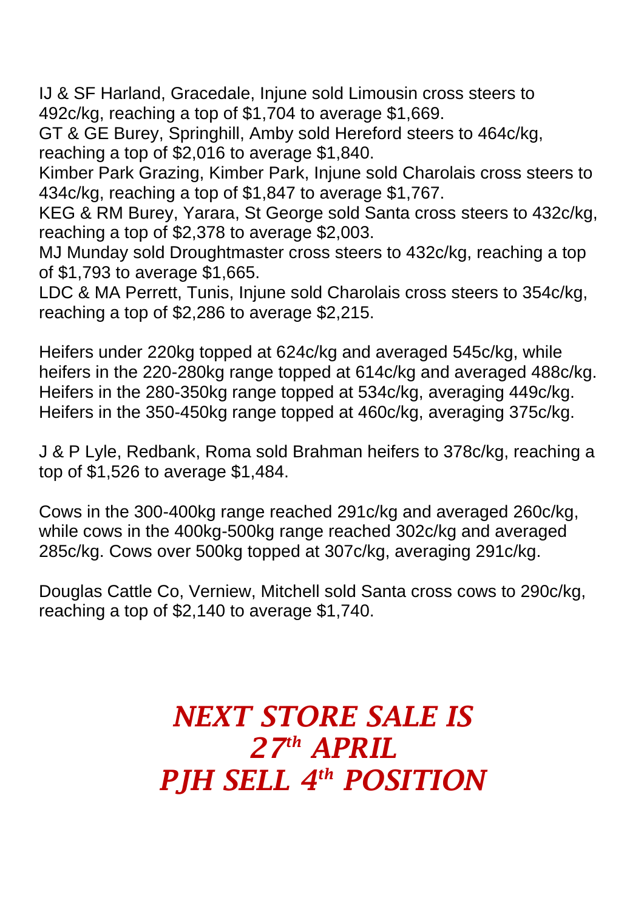IJ & SF Harland, Gracedale, Injune sold Limousin cross steers to 492c/kg, reaching a top of $1,704 to average $1,669.
GT & GE Burey, Springhill, Amby sold Hereford steers to 464c/kg, reaching a top of $2,016 to average $1,840.
Kimber Park Grazing, Kimber Park, Injune sold Charolais cross steers to 434c/kg, reaching a top of $1,847 to average $1,767.
KEG & RM Burey, Yarara, St George sold Santa cross steers to 432c/kg, reaching a top of $2,378 to average $2,003.
MJ Munday sold Droughtmaster cross steers to 432c/kg, reaching a top of $1,793 to average $1,665.
LDC & MA Perrett, Tunis, Injune sold Charolais cross steers to 354c/kg, reaching a top of $2,286 to average $2,215.

Heifers under 220kg topped at 624c/kg and averaged 545c/kg, while heifers in the 220-280kg range topped at 614c/kg and averaged 488c/kg. Heifers in the 280-350kg range topped at 534c/kg, averaging 449c/kg. Heifers in the 350-450kg range topped at 460c/kg, averaging 375c/kg.

J & P Lyle, Redbank, Roma sold Brahman heifers to 378c/kg, reaching a top of $1,526 to average $1,484.

Cows in the 300-400kg range reached 291c/kg and averaged 260c/kg, while cows in the 400kg-500kg range reached 302c/kg and averaged 285c/kg. Cows over 500kg topped at 307c/kg, averaging 291c/kg.

Douglas Cattle Co, Verniew, Mitchell sold Santa cross cows to 290c/kg, reaching a top of $2,140 to average $1,740.

***NEXT STORE SALE IS***
***27th APRIL***
***PJH SELL 4th POSITION***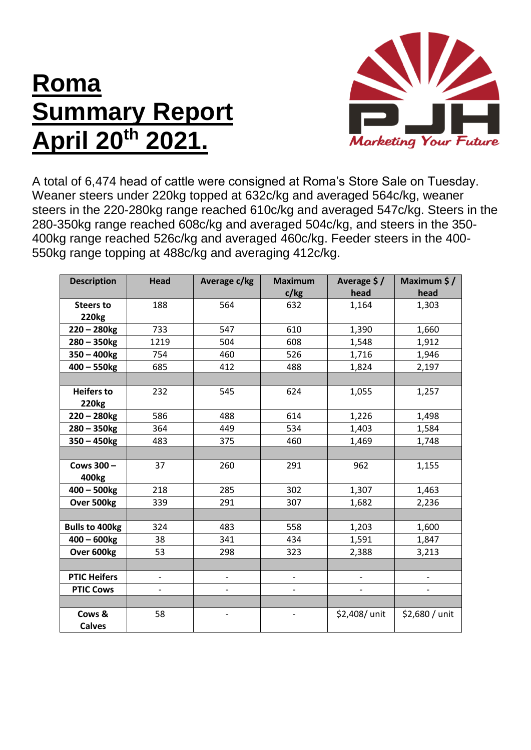# Roma Summary Report April 20th 2021.

PJH
*Marketing Your Future*

A total of 6,474 head of cattle were consigned at Roma's Store Sale on Tuesday. Weaner steers under 220kg topped at 632c/kg and averaged 564c/kg, weaner steers in the 220-280kg range reached 610c/kg and averaged 547c/kg. Steers in the 280-350kg range reached 608c/kg and averaged 504c/kg, and steers in the 350-400kg range reached 526c/kg and averaged 460c/kg. Feeder steers in the 400-550kg range topping at 488c/kg and averaging 412c/kg.

| Description | Head | Average c/kg | Maximum c/kg | Average $ / head | Maximum $ / head |
|---|---|---|---|---|---|
| **Steers to 220kg** | 188 | 564 | 632 | 1,164 | 1,303 |
| **220 – 280kg** | 733 | 547 | 610 | 1,390 | 1,660 |
| **280 – 350kg** | 1219 | 504 | 608 | 1,548 | 1,912 |
| **350 – 400kg** | 754 | 460 | 526 | 1,716 | 1,946 |
| **400 – 550kg** | 685 | 412 | 488 | 1,824 | 2,197 |
| | | | | | |
| **Heifers to 220kg** | 232 | 545 | 624 | 1,055 | 1,257 |
| **220 – 280kg** | 586 | 488 | 614 | 1,226 | 1,498 |
| **280 – 350kg** | 364 | 449 | 534 | 1,403 | 1,584 |
| **350 – 450kg** | 483 | 375 | 460 | 1,469 | 1,748 |
| | | | | | |
| **Cows 300 – 400kg** | 37 | 260 | 291 | 962 | 1,155 |
| **400 – 500kg** | 218 | 285 | 302 | 1,307 | 1,463 |
| **Over 500kg** | 339 | 291 | 307 | 1,682 | 2,236 |
| | | | | | |
| **Bulls to 400kg** | 324 | 483 | 558 | 1,203 | 1,600 |
| **400 – 600kg** | 38 | 341 | 434 | 1,591 | 1,847 |
| **Over 600kg** | 53 | 298 | 323 | 2,388 | 3,213 |
| | | | | | |
| **PTIC Heifers** | - | - | - | - | - |
| **PTIC Cows** | - | - | - | - | - |
| | | | | | |
| **Cows & Calves** | 58 | - | - | $2,408/ unit | $2,680 / unit |